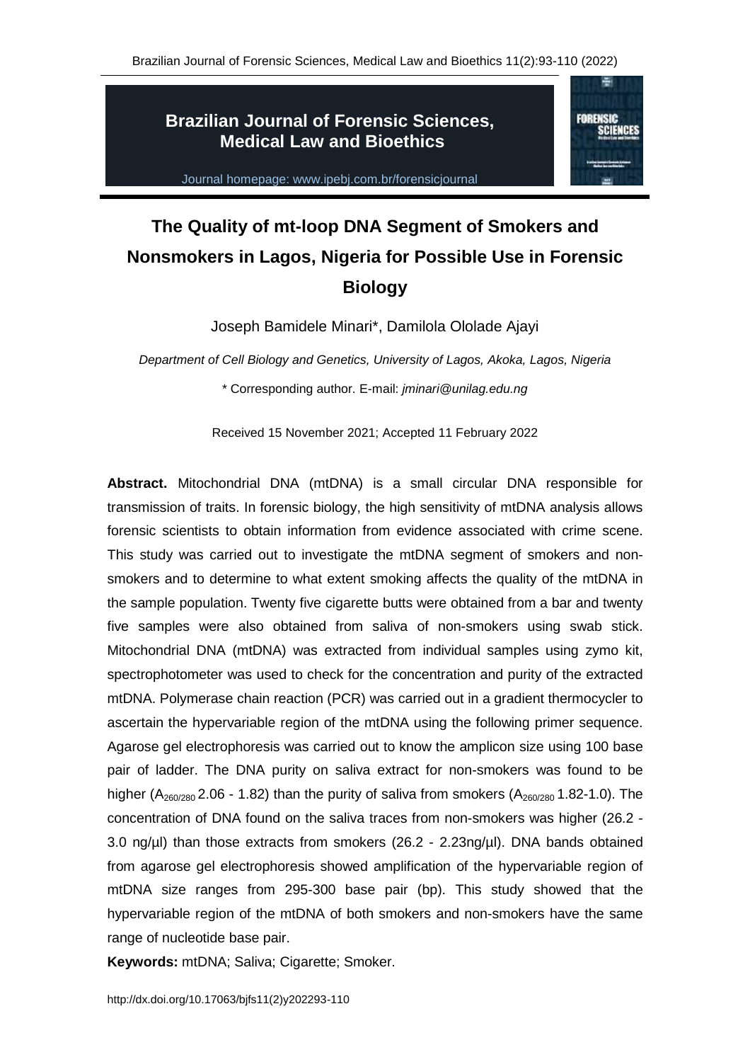# The Quality of mt-loop DNA Segment of Smokers and Nonsmokers in Lagos, Nigeria for Possible Use in Forensic Biology

Joseph Bamidele Minari*, Damilola Ololade Ajayi

*Department of Cell Biology and Genetics, University of Lagos, Akoka, Lagos, Nigeria*

\* Corresponding author. E-mail: *jminari@unilag.edu.ng*

Received 15 November 2021; Accepted 11 February 2022

**Abstract.** Mitochondrial DNA (mtDNA) is a small circular DNA responsible for transmission of traits. In forensic biology, the high sensitivity of mtDNA analysis allows forensic scientists to obtain information from evidence associated with crime scene. This study was carried out to investigate the mtDNA segment of smokers and non-smokers and to determine to what extent smoking affects the quality of the mtDNA in the sample population. Twenty five cigarette butts were obtained from a bar and twenty five samples were also obtained from saliva of non-smokers using swab stick. Mitochondrial DNA (mtDNA) was extracted from individual samples using zymo kit, spectrophotometer was used to check for the concentration and purity of the extracted mtDNA. Polymerase chain reaction (PCR) was carried out in a gradient thermocycler to ascertain the hypervariable region of the mtDNA using the following primer sequence. Agarose gel electrophoresis was carried out to know the amplicon size using 100 base pair of ladder. The DNA purity on saliva extract for non-smokers was found to be higher ($A_{260/280}$ 2.06 - 1.82) than the purity of saliva from smokers ($A_{260/280}$ 1.82-1.0). The concentration of DNA found on the saliva traces from non-smokers was higher (26.2 - 3.0 ng/µl) than those extracts from smokers (26.2 - 2.23ng/µl). DNA bands obtained from agarose gel electrophoresis showed amplification of the hypervariable region of mtDNA size ranges from 295-300 base pair (bp). This study showed that the hypervariable region of the mtDNA of both smokers and non-smokers have the same range of nucleotide base pair.

**Keywords:** mtDNA; Saliva; Cigarette; Smoker.

http://dx.doi.org/10.17063/bjfs11(2)y202293-110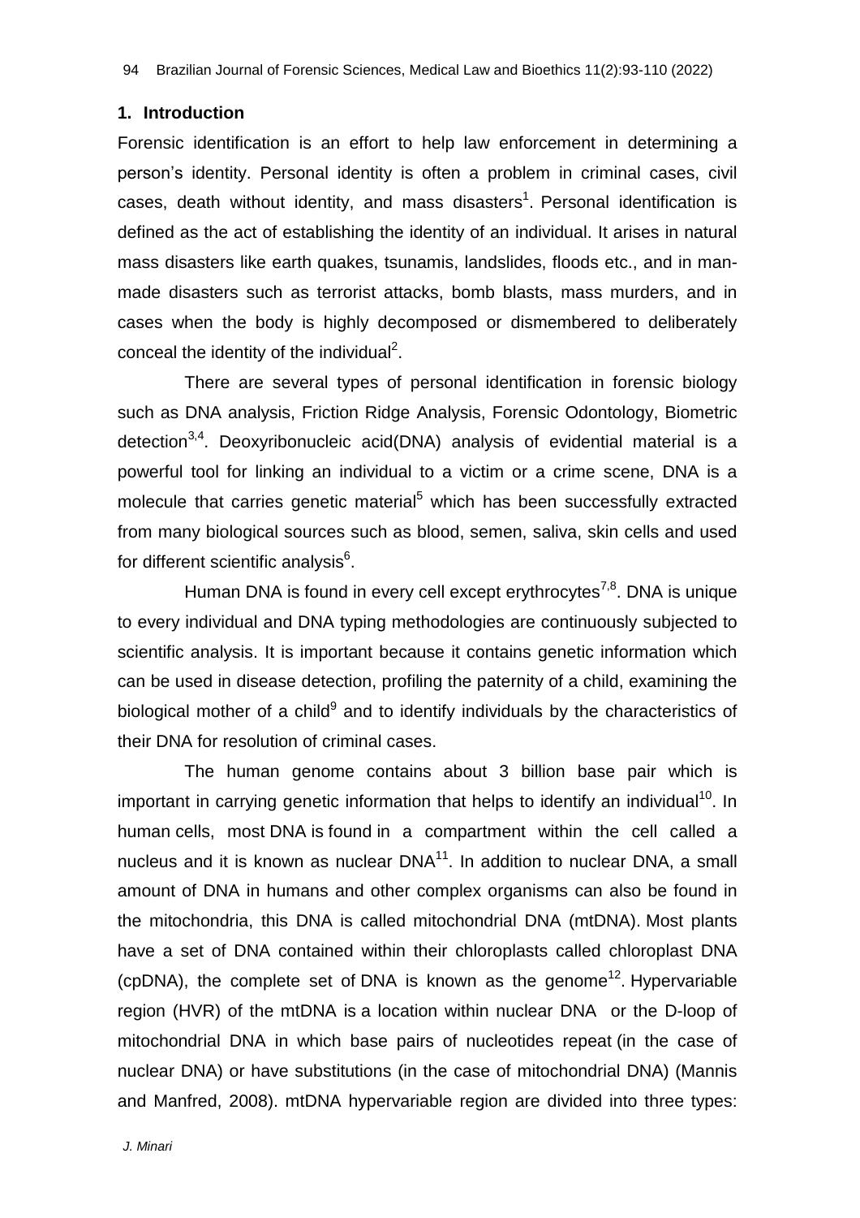## 1. Introduction

Forensic identification is an effort to help law enforcement in determining a person's identity. Personal identity is often a problem in criminal cases, civil cases, death without identity, and mass disasters[1]. Personal identification is defined as the act of establishing the identity of an individual. It arises in natural mass disasters like earth quakes, tsunamis, landslides, floods etc., and in man-made disasters such as terrorist attacks, bomb blasts, mass murders, and in cases when the body is highly decomposed or dismembered to deliberately conceal the identity of the individual[2].

There are several types of personal identification in forensic biology such as DNA analysis, Friction Ridge Analysis, Forensic Odontology, Biometric detection[3,4]. Deoxyribonucleic acid(DNA) analysis of evidential material is a powerful tool for linking an individual to a victim or a crime scene, DNA is a molecule that carries genetic material[5] which has been successfully extracted from many biological sources such as blood, semen, saliva, skin cells and used for different scientific analysis[6].

Human DNA is found in every cell except erythrocytes[7,8]. DNA is unique to every individual and DNA typing methodologies are continuously subjected to scientific analysis. It is important because it contains genetic information which can be used in disease detection, profiling the paternity of a child, examining the biological mother of a child[9] and to identify individuals by the characteristics of their DNA for resolution of criminal cases.

The human genome contains about 3 billion base pair which is important in carrying genetic information that helps to identify an individual[10]. In human cells, most DNA is found in a compartment within the cell called a nucleus and it is known as nuclear DNA[11]. In addition to nuclear DNA, a small amount of DNA in humans and other complex organisms can also be found in the mitochondria, this DNA is called mitochondrial DNA (mtDNA). Most plants have a set of DNA contained within their chloroplasts called chloroplast DNA (cpDNA), the complete set of DNA is known as the genome[12]. Hypervariable region (HVR) of the mtDNA is a location within nuclear DNA or the D-loop of mitochondrial DNA in which base pairs of nucleotides repeat (in the case of nuclear DNA) or have substitutions (in the case of mitochondrial DNA) (Mannis and Manfred, 2008). mtDNA hypervariable region are divided into three types: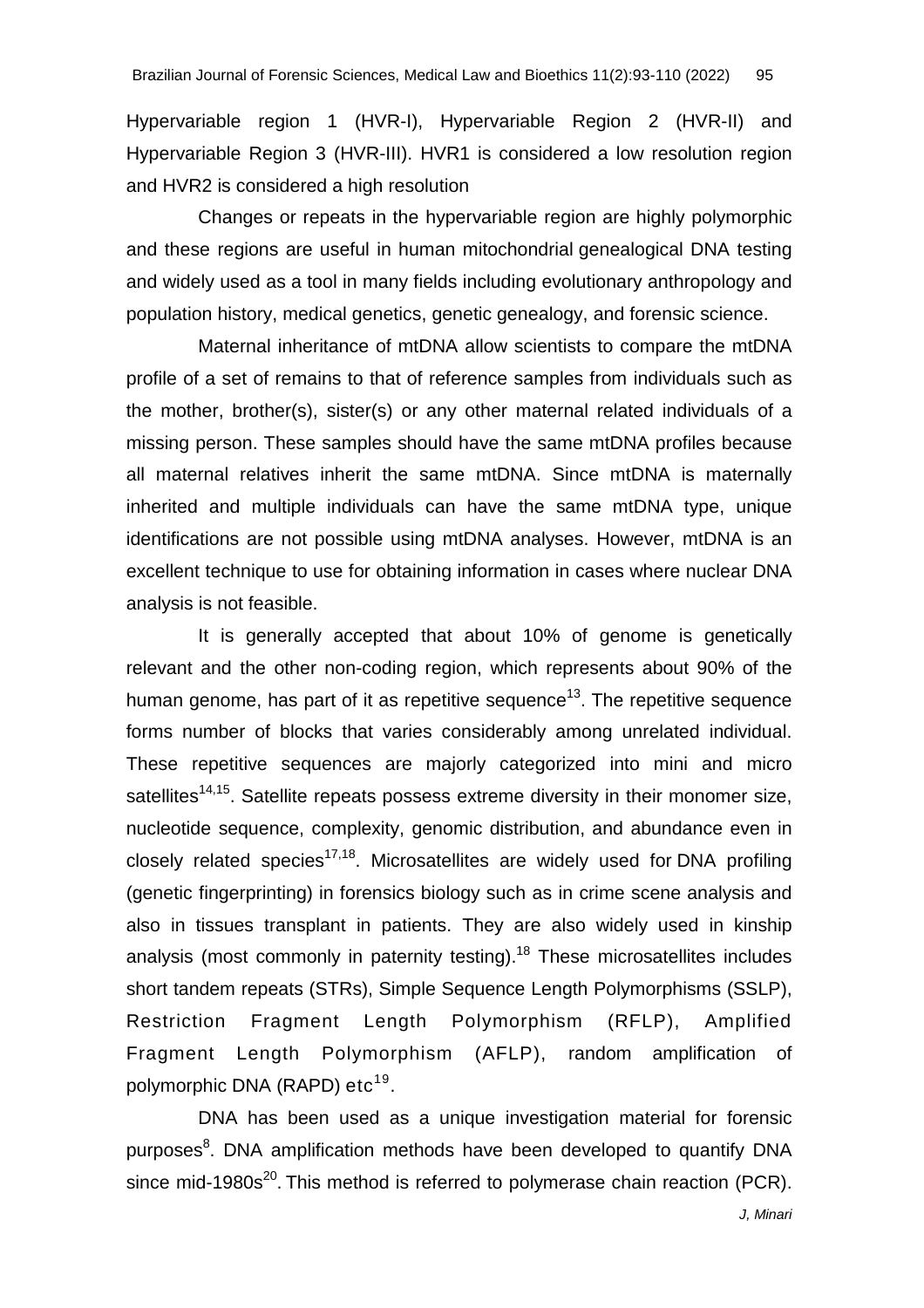Hypervariable region 1 (HVR-I), Hypervariable Region 2 (HVR-II) and Hypervariable Region 3 (HVR-III). HVR1 is considered a low resolution region and HVR2 is considered a high resolution

Changes or repeats in the hypervariable region are highly polymorphic and these regions are useful in human mitochondrial genealogical DNA testing and widely used as a tool in many fields including evolutionary anthropology and population history, medical genetics, genetic genealogy, and forensic science.

Maternal inheritance of mtDNA allow scientists to compare the mtDNA profile of a set of remains to that of reference samples from individuals such as the mother, brother(s), sister(s) or any other maternal related individuals of a missing person. These samples should have the same mtDNA profiles because all maternal relatives inherit the same mtDNA. Since mtDNA is maternally inherited and multiple individuals can have the same mtDNA type, unique identifications are not possible using mtDNA analyses. However, mtDNA is an excellent technique to use for obtaining information in cases where nuclear DNA analysis is not feasible.

It is generally accepted that about 10% of genome is genetically relevant and the other non-coding region, which represents about 90% of the human genome, has part of it as repetitive sequence[13]. The repetitive sequence forms number of blocks that varies considerably among unrelated individual. These repetitive sequences are majorly categorized into mini and micro satellites[14,15]. Satellite repeats possess extreme diversity in their monomer size, nucleotide sequence, complexity, genomic distribution, and abundance even in closely related species[17,18]. Microsatellites are widely used for DNA profiling (genetic fingerprinting) in forensics biology such as in crime scene analysis and also in tissues transplant in patients. They are also widely used in kinship analysis (most commonly in paternity testing).[18] These microsatellites includes short tandem repeats (STRs), Simple Sequence Length Polymorphisms (SSLP), Restriction Fragment Length Polymorphism (RFLP), Amplified Fragment Length Polymorphism (AFLP), random amplification of polymorphic DNA (RAPD) etc[19].

DNA has been used as a unique investigation material for forensic purposes[8]. DNA amplification methods have been developed to quantify DNA since mid-1980s[20]. This method is referred to polymerase chain reaction (PCR).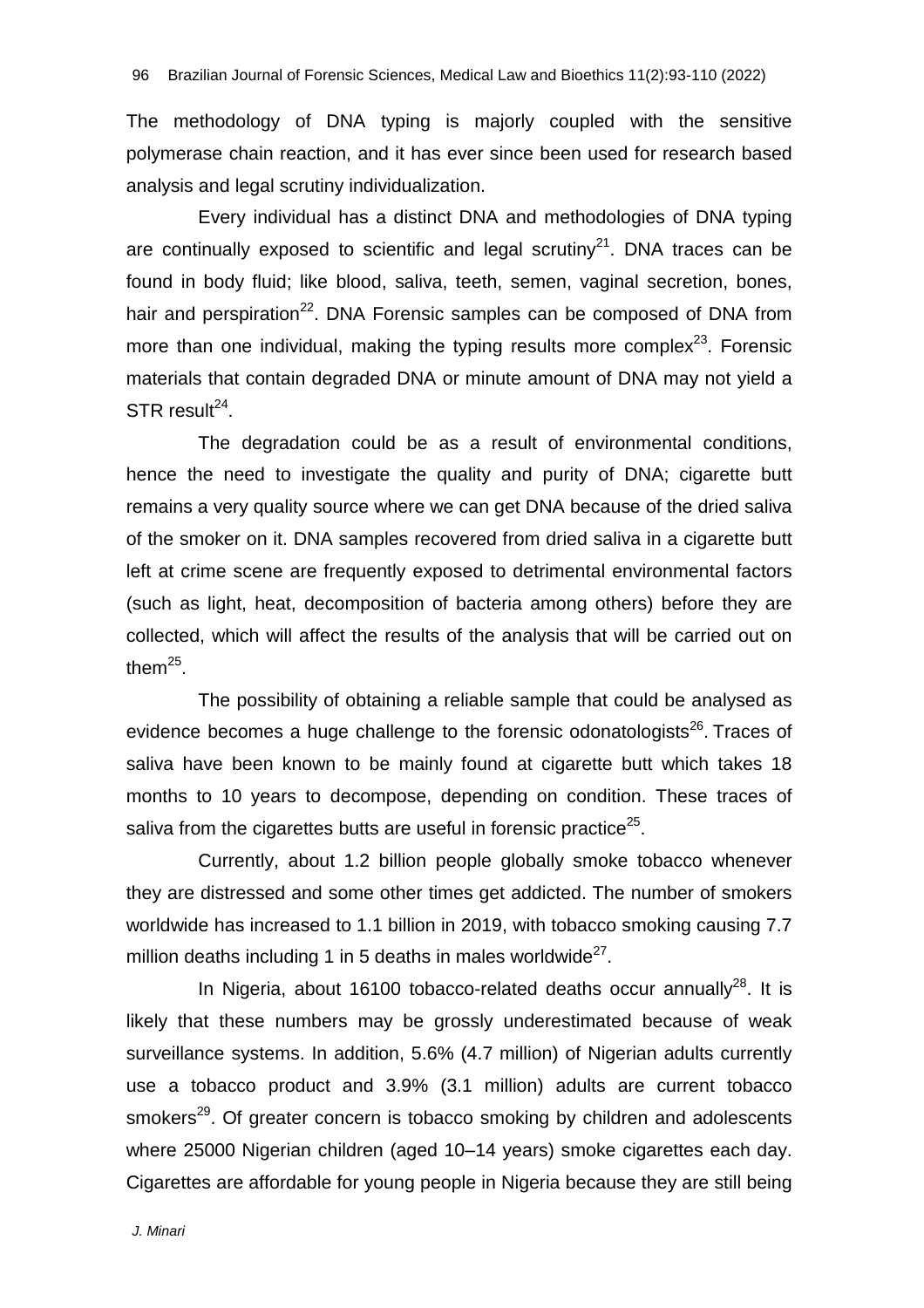The methodology of DNA typing is majorly coupled with the sensitive polymerase chain reaction, and it has ever since been used for research based analysis and legal scrutiny individualization.

Every individual has a distinct DNA and methodologies of DNA typing are continually exposed to scientific and legal scrutiny[21]. DNA traces can be found in body fluid; like blood, saliva, teeth, semen, vaginal secretion, bones, hair and perspiration[22]. DNA Forensic samples can be composed of DNA from more than one individual, making the typing results more complex[23]. Forensic materials that contain degraded DNA or minute amount of DNA may not yield a STR result[24].

The degradation could be as a result of environmental conditions, hence the need to investigate the quality and purity of DNA; cigarette butt remains a very quality source where we can get DNA because of the dried saliva of the smoker on it. DNA samples recovered from dried saliva in a cigarette butt left at crime scene are frequently exposed to detrimental environmental factors (such as light, heat, decomposition of bacteria among others) before they are collected, which will affect the results of the analysis that will be carried out on them[25].

The possibility of obtaining a reliable sample that could be analysed as evidence becomes a huge challenge to the forensic odonatologists[26]. Traces of saliva have been known to be mainly found at cigarette butt which takes 18 months to 10 years to decompose, depending on condition. These traces of saliva from the cigarettes butts are useful in forensic practice[25].

Currently, about 1.2 billion people globally smoke tobacco whenever they are distressed and some other times get addicted. The number of smokers worldwide has increased to 1.1 billion in 2019, with tobacco smoking causing 7.7 million deaths including 1 in 5 deaths in males worldwide[27].

In Nigeria, about 16100 tobacco-related deaths occur annually[28]. It is likely that these numbers may be grossly underestimated because of weak surveillance systems. In addition, 5.6% (4.7 million) of Nigerian adults currently use a tobacco product and 3.9% (3.1 million) adults are current tobacco smokers[29]. Of greater concern is tobacco smoking by children and adolescents where 25000 Nigerian children (aged 10–14 years) smoke cigarettes each day. Cigarettes are affordable for young people in Nigeria because they are still being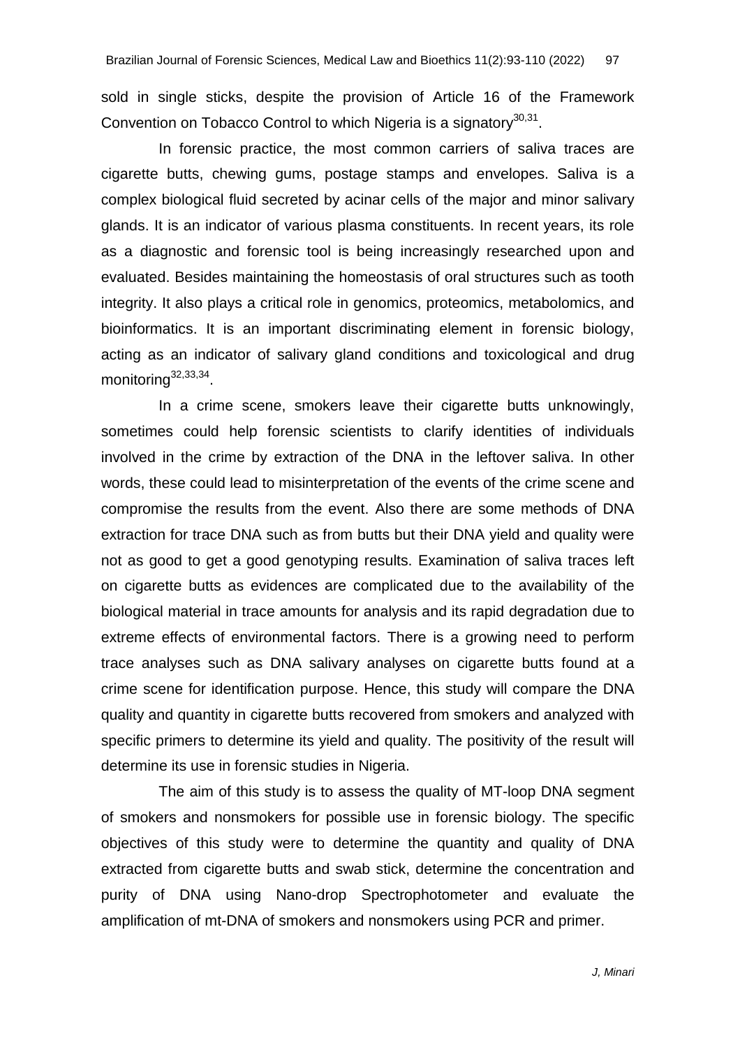sold in single sticks, despite the provision of Article 16 of the Framework Convention on Tobacco Control to which Nigeria is a signatory[30,31].

In forensic practice, the most common carriers of saliva traces are cigarette butts, chewing gums, postage stamps and envelopes. Saliva is a complex biological fluid secreted by acinar cells of the major and minor salivary glands. It is an indicator of various plasma constituents. In recent years, its role as a diagnostic and forensic tool is being increasingly researched upon and evaluated. Besides maintaining the homeostasis of oral structures such as tooth integrity. It also plays a critical role in genomics, proteomics, metabolomics, and bioinformatics. It is an important discriminating element in forensic biology, acting as an indicator of salivary gland conditions and toxicological and drug monitoring[32,33,34].

In a crime scene, smokers leave their cigarette butts unknowingly, sometimes could help forensic scientists to clarify identities of individuals involved in the crime by extraction of the DNA in the leftover saliva. In other words, these could lead to misinterpretation of the events of the crime scene and compromise the results from the event. Also there are some methods of DNA extraction for trace DNA such as from butts but their DNA yield and quality were not as good to get a good genotyping results. Examination of saliva traces left on cigarette butts as evidences are complicated due to the availability of the biological material in trace amounts for analysis and its rapid degradation due to extreme effects of environmental factors. There is a growing need to perform trace analyses such as DNA salivary analyses on cigarette butts found at a crime scene for identification purpose. Hence, this study will compare the DNA quality and quantity in cigarette butts recovered from smokers and analyzed with specific primers to determine its yield and quality. The positivity of the result will determine its use in forensic studies in Nigeria.

The aim of this study is to assess the quality of MT-loop DNA segment of smokers and nonsmokers for possible use in forensic biology. The specific objectives of this study were to determine the quantity and quality of DNA extracted from cigarette butts and swab stick, determine the concentration and purity of DNA using Nano-drop Spectrophotometer and evaluate the amplification of mt-DNA of smokers and nonsmokers using PCR and primer.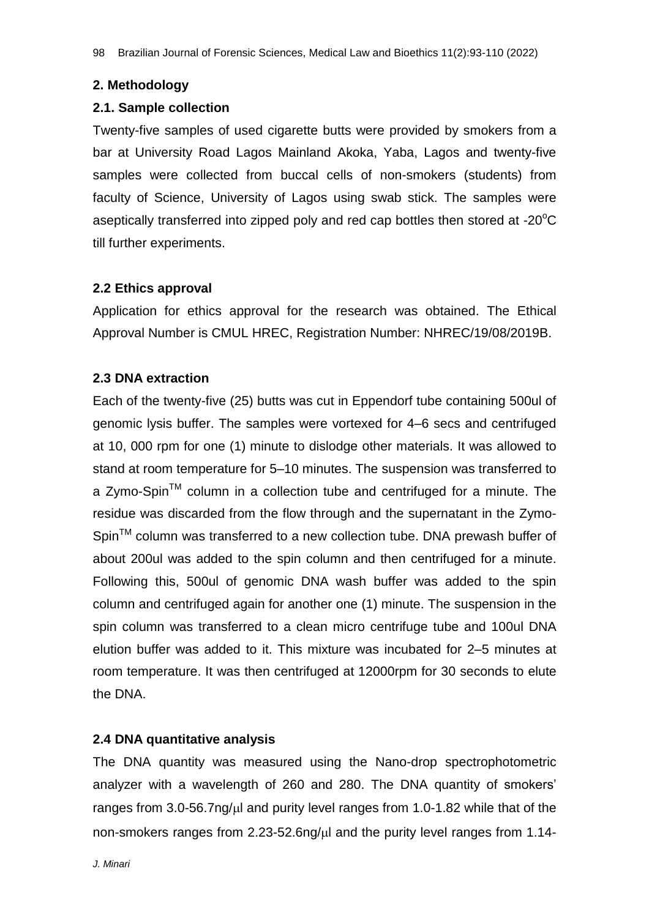## 2. Methodology

### 2.1. Sample collection

Twenty-five samples of used cigarette butts were provided by smokers from a bar at University Road Lagos Mainland Akoka, Yaba, Lagos and twenty-five samples were collected from buccal cells of non-smokers (students) from faculty of Science, University of Lagos using swab stick. The samples were aseptically transferred into zipped poly and red cap bottles then stored at -20$^{o}$C till further experiments.

### 2.2 Ethics approval

Application for ethics approval for the research was obtained. The Ethical Approval Number is CMUL HREC, Registration Number: NHREC/19/08/2019B.

### 2.3 DNA extraction

Each of the twenty-five (25) butts was cut in Eppendorf tube containing 500ul of genomic lysis buffer. The samples were vortexed for 4–6 secs and centrifuged at 10, 000 rpm for one (1) minute to dislodge other materials. It was allowed to stand at room temperature for 5–10 minutes. The suspension was transferred to a Zymo-Spin$^{TM}$ column in a collection tube and centrifuged for a minute. The residue was discarded from the flow through and the supernatant in the Zymo-Spin$^{TM}$ column was transferred to a new collection tube. DNA prewash buffer of about 200ul was added to the spin column and then centrifuged for a minute. Following this, 500ul of genomic DNA wash buffer was added to the spin column and centrifuged again for another one (1) minute. The suspension in the spin column was transferred to a clean micro centrifuge tube and 100ul DNA elution buffer was added to it. This mixture was incubated for 2–5 minutes at room temperature. It was then centrifuged at 12000rpm for 30 seconds to elute the DNA.

### 2.4 DNA quantitative analysis

The DNA quantity was measured using the Nano-drop spectrophotometric analyzer with a wavelength of 260 and 280. The DNA quantity of smokers' ranges from 3.0-56.7ng/$\mu$l and purity level ranges from 1.0-1.82 while that of the non-smokers ranges from 2.23-52.6ng/$\mu$l and the purity level ranges from 1.14-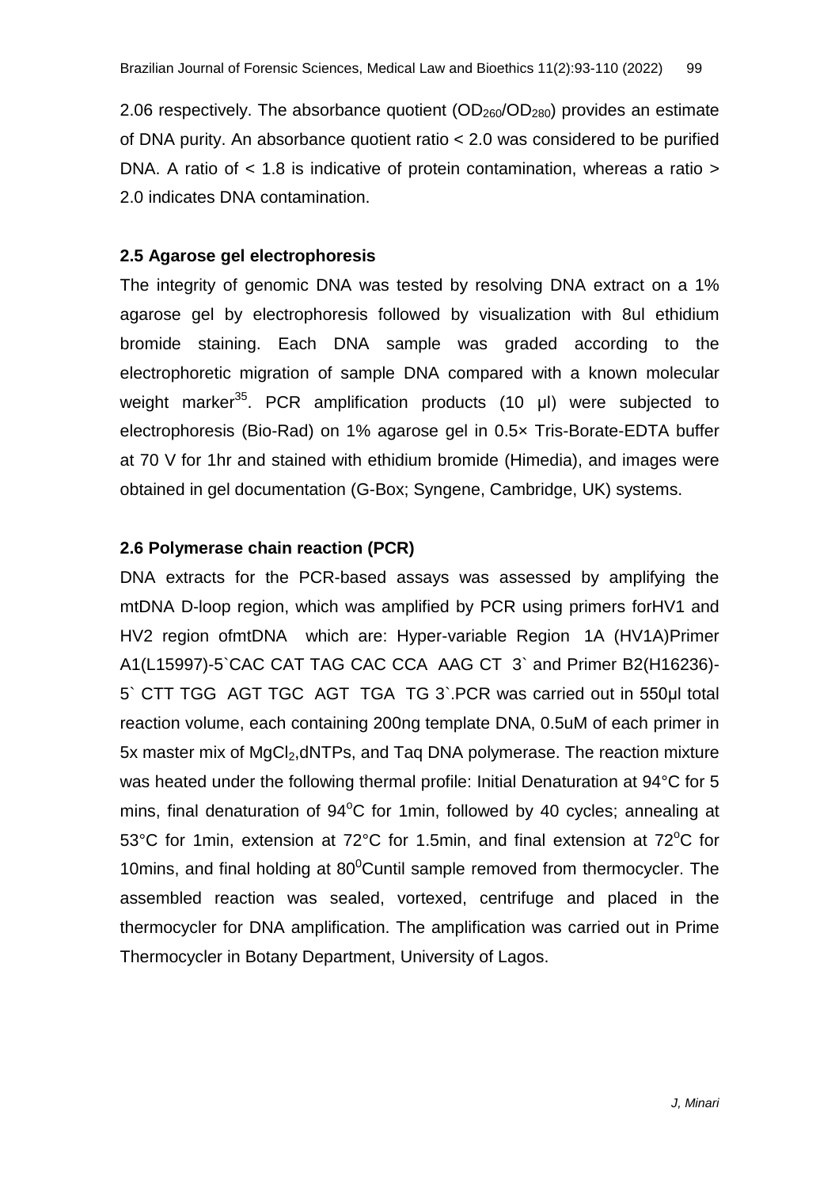2.06 respectively. The absorbance quotient ($OD_{260}/OD_{280}$) provides an estimate of DNA purity. An absorbance quotient ratio < 2.0 was considered to be purified DNA. A ratio of < 1.8 is indicative of protein contamination, whereas a ratio > 2.0 indicates DNA contamination.

### 2.5 Agarose gel electrophoresis

The integrity of genomic DNA was tested by resolving DNA extract on a 1% agarose gel by electrophoresis followed by visualization with 8ul ethidium bromide staining. Each DNA sample was graded according to the electrophoretic migration of sample DNA compared with a known molecular weight marker[35]. PCR amplification products (10 µl) were subjected to electrophoresis (Bio-Rad) on 1% agarose gel in 0.5× Tris-Borate-EDTA buffer at 70 V for 1hr and stained with ethidium bromide (Himedia), and images were obtained in gel documentation (G-Box; Syngene, Cambridge, UK) systems.

### 2.6 Polymerase chain reaction (PCR)

DNA extracts for the PCR-based assays was assessed by amplifying the mtDNA D-loop region, which was amplified by PCR using primers forHV1 and HV2 region ofmtDNA which are: Hyper-variable Region 1A (HV1A)Primer A1(L15997)-5`CAC CAT TAG CAC CCA AAG CT 3` and Primer B2(H16236)-5` CTT TGG AGT TGC AGT TGA TG 3`.PCR was carried out in 550µl total reaction volume, each containing 200ng template DNA, 0.5uM of each primer in 5x master mix of $MgCl_2$,dNTPs, and Taq DNA polymerase. The reaction mixture was heated under the following thermal profile: Initial Denaturation at 94°C for 5 mins, final denaturation of 94°C for 1min, followed by 40 cycles; annealing at 53°C for 1min, extension at 72°C for 1.5min, and final extension at 72°C for 10mins, and final holding at $80^0$Cuntil sample removed from thermocycler. The assembled reaction was sealed, vortexed, centrifuge and placed in the thermocycler for DNA amplification. The amplification was carried out in Prime Thermocycler in Botany Department, University of Lagos.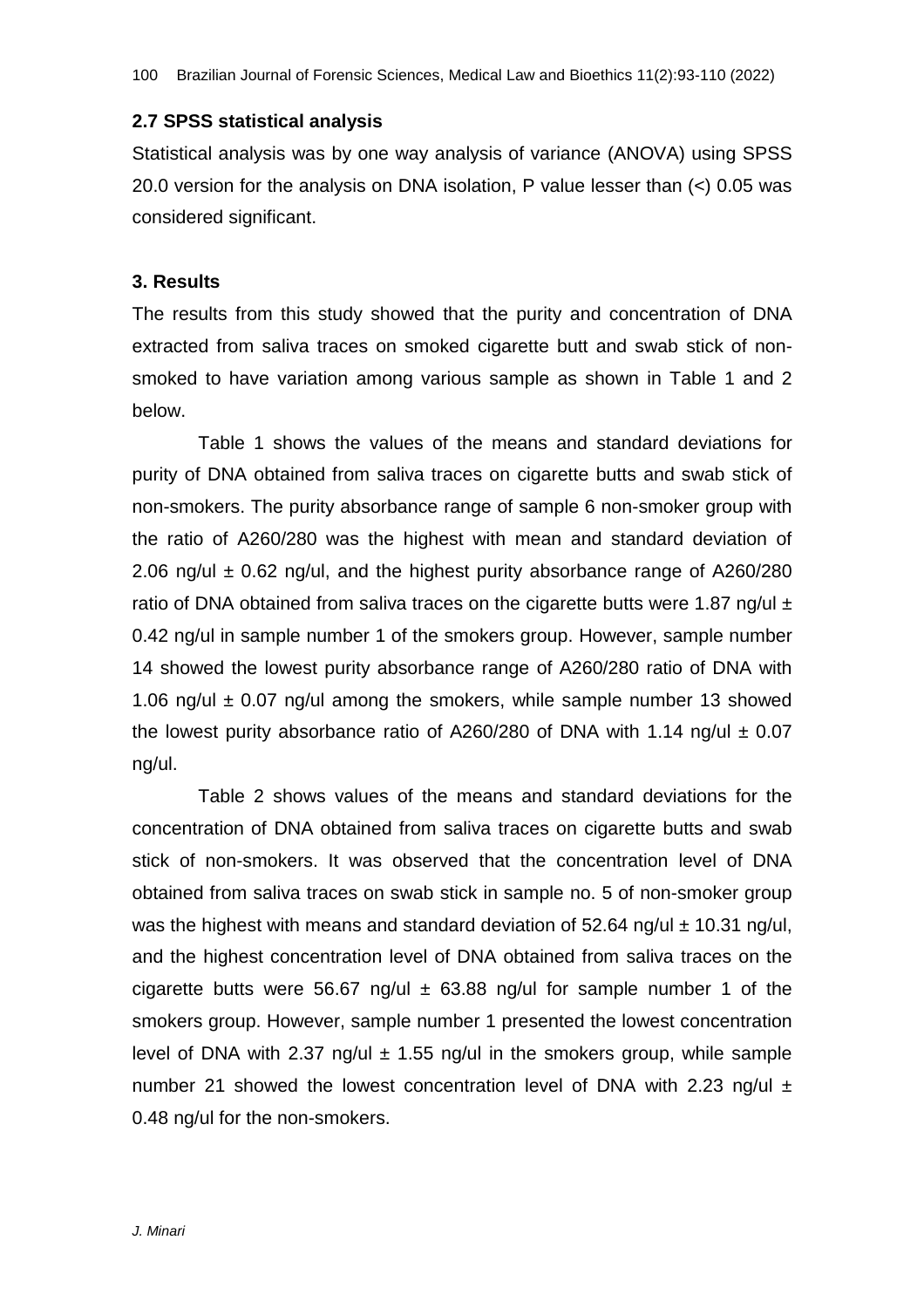### 2.7 SPSS statistical analysis

Statistical analysis was by one way analysis of variance (ANOVA) using SPSS 20.0 version for the analysis on DNA isolation, P value lesser than (<) 0.05 was considered significant.

### 3. Results

The results from this study showed that the purity and concentration of DNA extracted from saliva traces on smoked cigarette butt and swab stick of non-smoked to have variation among various sample as shown in Table 1 and 2 below.

Table 1 shows the values of the means and standard deviations for purity of DNA obtained from saliva traces on cigarette butts and swab stick of non-smokers. The purity absorbance range of sample 6 non-smoker group with the ratio of A260/280 was the highest with mean and standard deviation of 2.06 ng/ul ± 0.62 ng/ul, and the highest purity absorbance range of A260/280 ratio of DNA obtained from saliva traces on the cigarette butts were 1.87 ng/ul ± 0.42 ng/ul in sample number 1 of the smokers group. However, sample number 14 showed the lowest purity absorbance range of A260/280 ratio of DNA with 1.06 ng/ul ± 0.07 ng/ul among the smokers, while sample number 13 showed the lowest purity absorbance ratio of A260/280 of DNA with 1.14 ng/ul ± 0.07 ng/ul.

Table 2 shows values of the means and standard deviations for the concentration of DNA obtained from saliva traces on cigarette butts and swab stick of non-smokers. It was observed that the concentration level of DNA obtained from saliva traces on swab stick in sample no. 5 of non-smoker group was the highest with means and standard deviation of 52.64 ng/ul ± 10.31 ng/ul, and the highest concentration level of DNA obtained from saliva traces on the cigarette butts were 56.67 ng/ul ± 63.88 ng/ul for sample number 1 of the smokers group. However, sample number 1 presented the lowest concentration level of DNA with 2.37 ng/ul ± 1.55 ng/ul in the smokers group, while sample number 21 showed the lowest concentration level of DNA with 2.23 ng/ul ± 0.48 ng/ul for the non-smokers.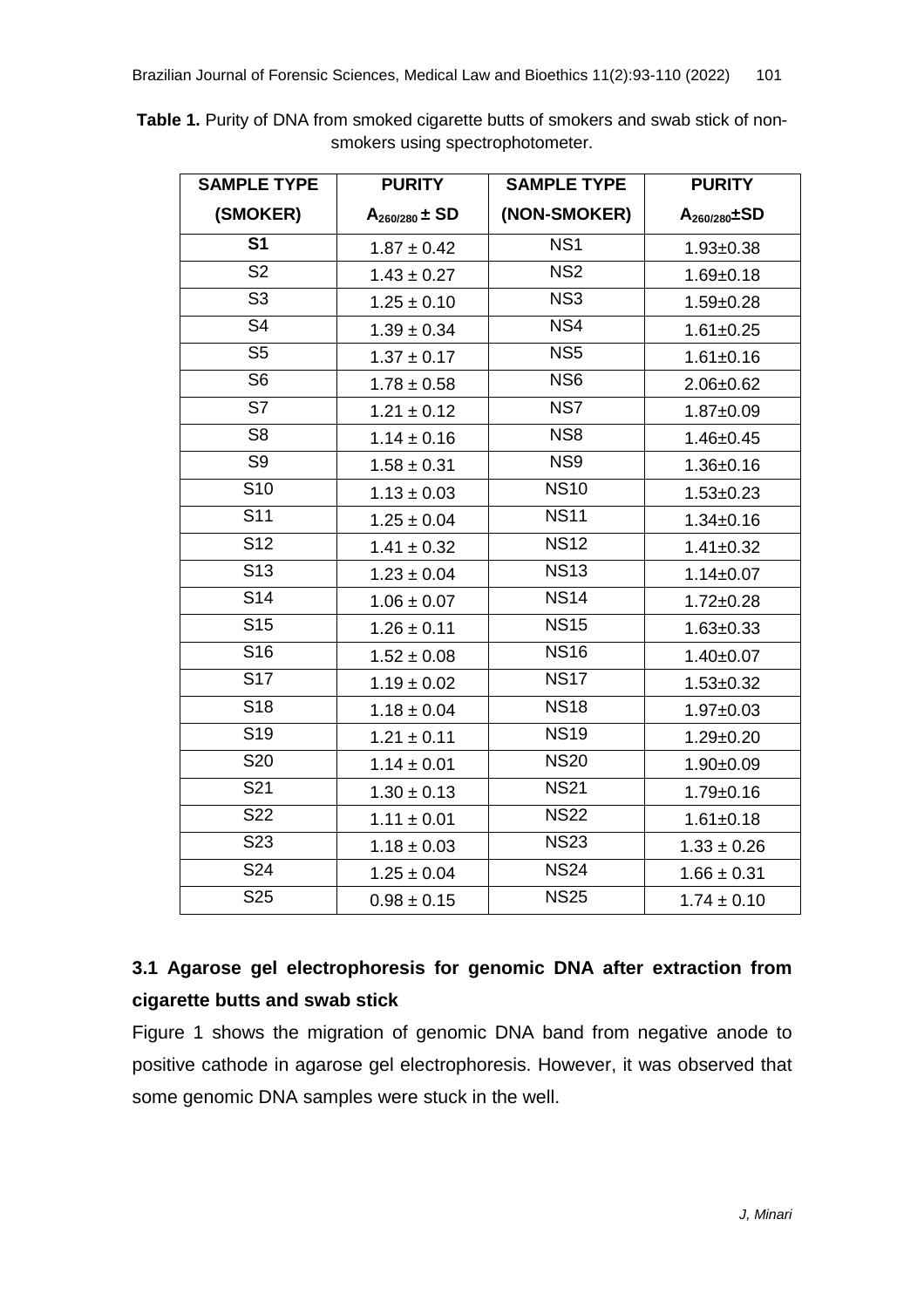**Table 1.** Purity of DNA from smoked cigarette butts of smokers and swab stick of non-smokers using spectrophotometer.

| SAMPLE TYPE (SMOKER) | PURITY $A_{260/280}$ ± SD | SAMPLE TYPE (NON-SMOKER) | PURITY $A_{260/280}$±SD |
|---|---|---|---|
| **S1** | 1.87 ± 0.42 | NS1 | 1.93±0.38 |
| S2 | 1.43 ± 0.27 | NS2 | 1.69±0.18 |
| S3 | 1.25 ± 0.10 | NS3 | 1.59±0.28 |
| S4 | 1.39 ± 0.34 | NS4 | 1.61±0.25 |
| S5 | 1.37 ± 0.17 | NS5 | 1.61±0.16 |
| S6 | 1.78 ± 0.58 | NS6 | 2.06±0.62 |
| S7 | 1.21 ± 0.12 | NS7 | 1.87±0.09 |
| S8 | 1.14 ± 0.16 | NS8 | 1.46±0.45 |
| S9 | 1.58 ± 0.31 | NS9 | 1.36±0.16 |
| S10 | 1.13 ± 0.03 | NS10 | 1.53±0.23 |
| S11 | 1.25 ± 0.04 | NS11 | 1.34±0.16 |
| S12 | 1.41 ± 0.32 | NS12 | 1.41±0.32 |
| S13 | 1.23 ± 0.04 | NS13 | 1.14±0.07 |
| S14 | 1.06 ± 0.07 | NS14 | 1.72±0.28 |
| S15 | 1.26 ± 0.11 | NS15 | 1.63±0.33 |
| S16 | 1.52 ± 0.08 | NS16 | 1.40±0.07 |
| S17 | 1.19 ± 0.02 | NS17 | 1.53±0.32 |
| S18 | 1.18 ± 0.04 | NS18 | 1.97±0.03 |
| S19 | 1.21 ± 0.11 | NS19 | 1.29±0.20 |
| S20 | 1.14 ± 0.01 | NS20 | 1.90±0.09 |
| S21 | 1.30 ± 0.13 | NS21 | 1.79±0.16 |
| S22 | 1.11 ± 0.01 | NS22 | 1.61±0.18 |
| S23 | 1.18 ± 0.03 | NS23 | 1.33 ± 0.26 |
| S24 | 1.25 ± 0.04 | NS24 | 1.66 ± 0.31 |
| S25 | 0.98 ± 0.15 | NS25 | 1.74 ± 0.10 |

### 3.1 Agarose gel electrophoresis for genomic DNA after extraction from cigarette butts and swab stick

Figure 1 shows the migration of genomic DNA band from negative anode to positive cathode in agarose gel electrophoresis. However, it was observed that some genomic DNA samples were stuck in the well.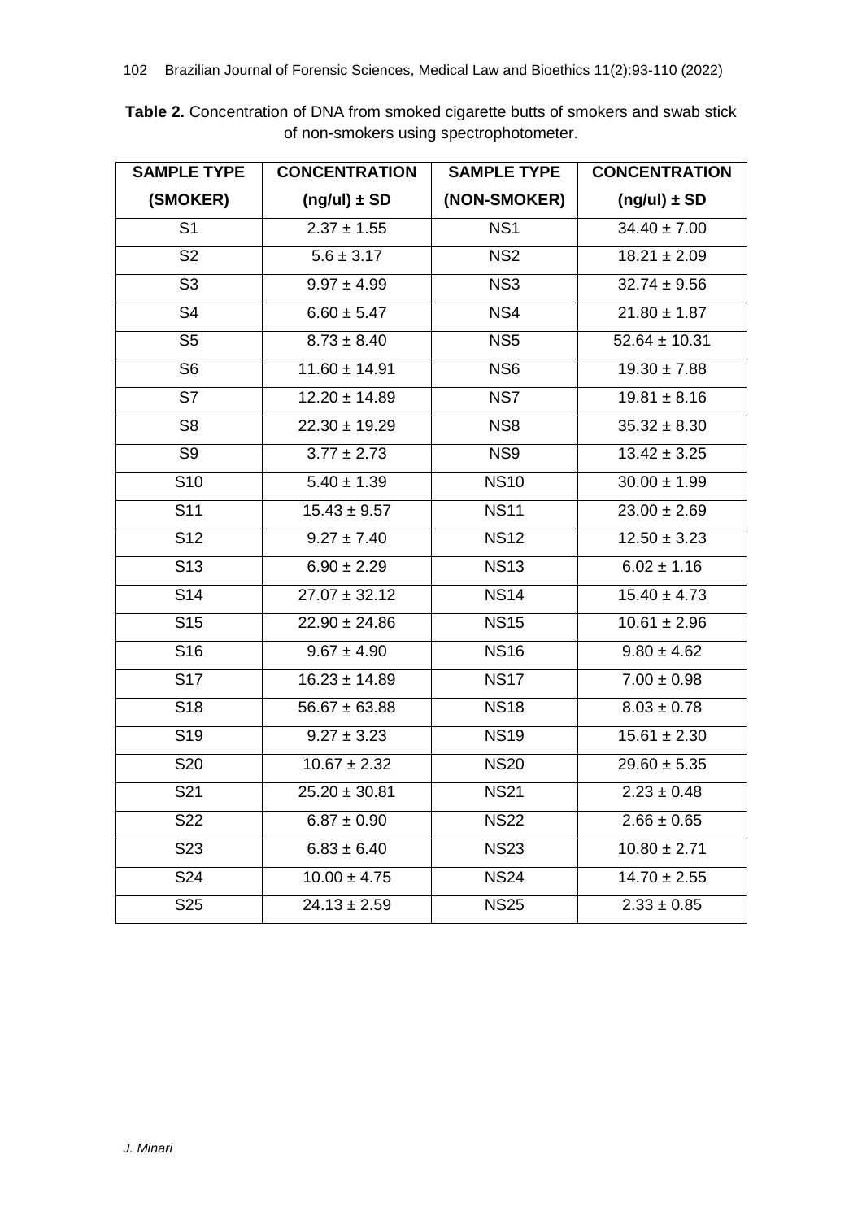**Table 2.** Concentration of DNA from smoked cigarette butts of smokers and swab stick of non-smokers using spectrophotometer.

| SAMPLE TYPE (SMOKER) | CONCENTRATION (ng/ul) ± SD | SAMPLE TYPE (NON-SMOKER) | CONCENTRATION (ng/ul) ± SD |
|---|---|---|---|
| S1 | 2.37 ± 1.55 | NS1 | 34.40 ± 7.00 |
| S2 | 5.6 ± 3.17 | NS2 | 18.21 ± 2.09 |
| S3 | 9.97 ± 4.99 | NS3 | 32.74 ± 9.56 |
| S4 | 6.60 ± 5.47 | NS4 | 21.80 ± 1.87 |
| S5 | 8.73 ± 8.40 | NS5 | 52.64 ± 10.31 |
| S6 | 11.60 ± 14.91 | NS6 | 19.30 ± 7.88 |
| S7 | 12.20 ± 14.89 | NS7 | 19.81 ± 8.16 |
| S8 | 22.30 ± 19.29 | NS8 | 35.32 ± 8.30 |
| S9 | 3.77 ± 2.73 | NS9 | 13.42 ± 3.25 |
| S10 | 5.40 ± 1.39 | NS10 | 30.00 ± 1.99 |
| S11 | 15.43 ± 9.57 | NS11 | 23.00 ± 2.69 |
| S12 | 9.27 ± 7.40 | NS12 | 12.50 ± 3.23 |
| S13 | 6.90 ± 2.29 | NS13 | 6.02 ± 1.16 |
| S14 | 27.07 ± 32.12 | NS14 | 15.40 ± 4.73 |
| S15 | 22.90 ± 24.86 | NS15 | 10.61 ± 2.96 |
| S16 | 9.67 ± 4.90 | NS16 | 9.80 ± 4.62 |
| S17 | 16.23 ± 14.89 | NS17 | 7.00 ± 0.98 |
| S18 | 56.67 ± 63.88 | NS18 | 8.03 ± 0.78 |
| S19 | 9.27 ± 3.23 | NS19 | 15.61 ± 2.30 |
| S20 | 10.67 ± 2.32 | NS20 | 29.60 ± 5.35 |
| S21 | 25.20 ± 30.81 | NS21 | 2.23 ± 0.48 |
| S22 | 6.87 ± 0.90 | NS22 | 2.66 ± 0.65 |
| S23 | 6.83 ± 6.40 | NS23 | 10.80 ± 2.71 |
| S24 | 10.00 ± 4.75 | NS24 | 14.70 ± 2.55 |
| S25 | 24.13 ± 2.59 | NS25 | 2.33 ± 0.85 |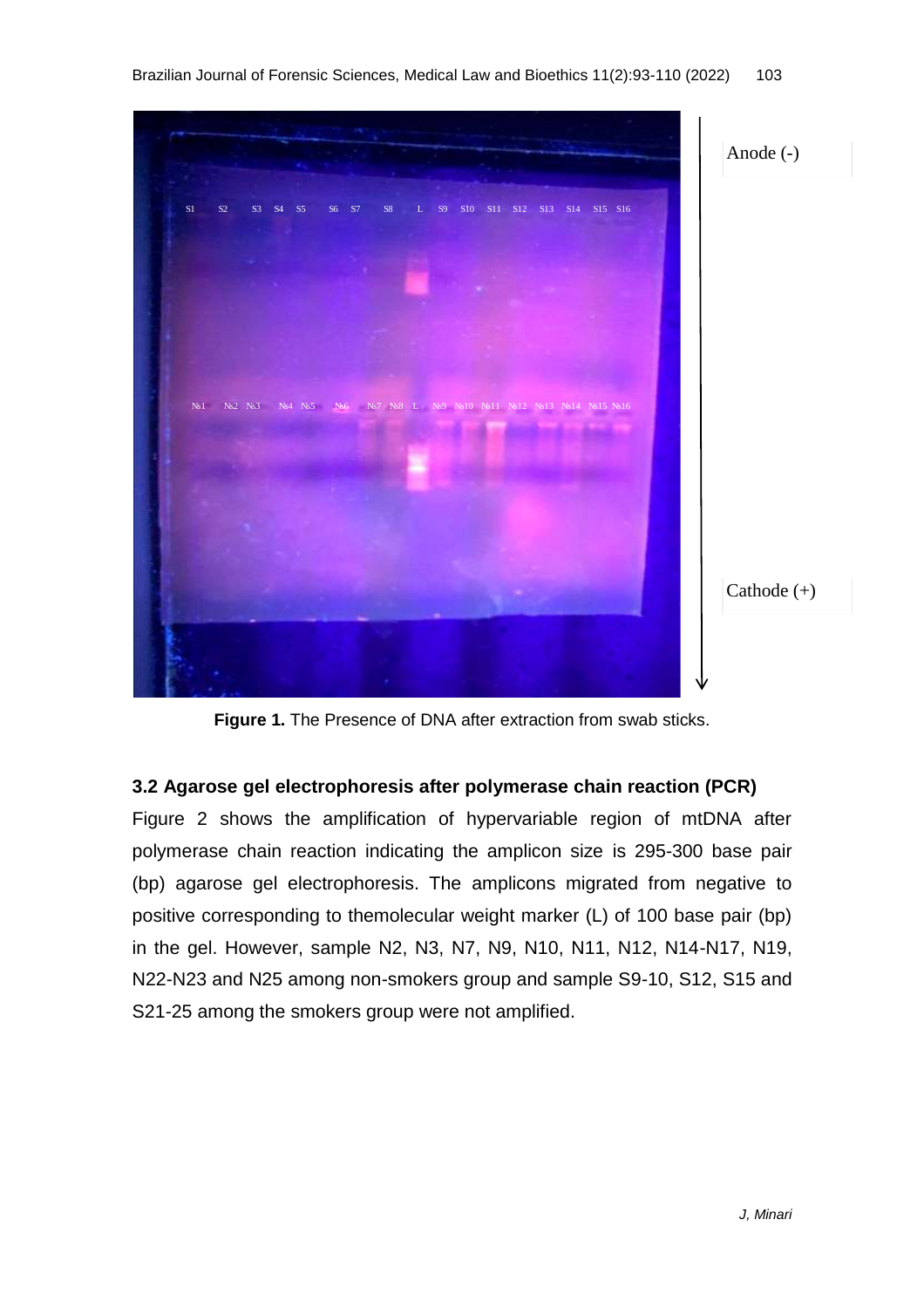**Figure 1.** The Presence of DNA after extraction from swab sticks.

### 3.2 Agarose gel electrophoresis after polymerase chain reaction (PCR)

Figure 2 shows the amplification of hypervariable region of mtDNA after polymerase chain reaction indicating the amplicon size is 295-300 base pair (bp) agarose gel electrophoresis. The amplicons migrated from negative to positive corresponding to themolecular weight marker (L) of 100 base pair (bp) in the gel. However, sample N2, N3, N7, N9, N10, N11, N12, N14-N17, N19, N22-N23 and N25 among non-smokers group and sample S9-10, S12, S15 and S21-25 among the smokers group were not amplified.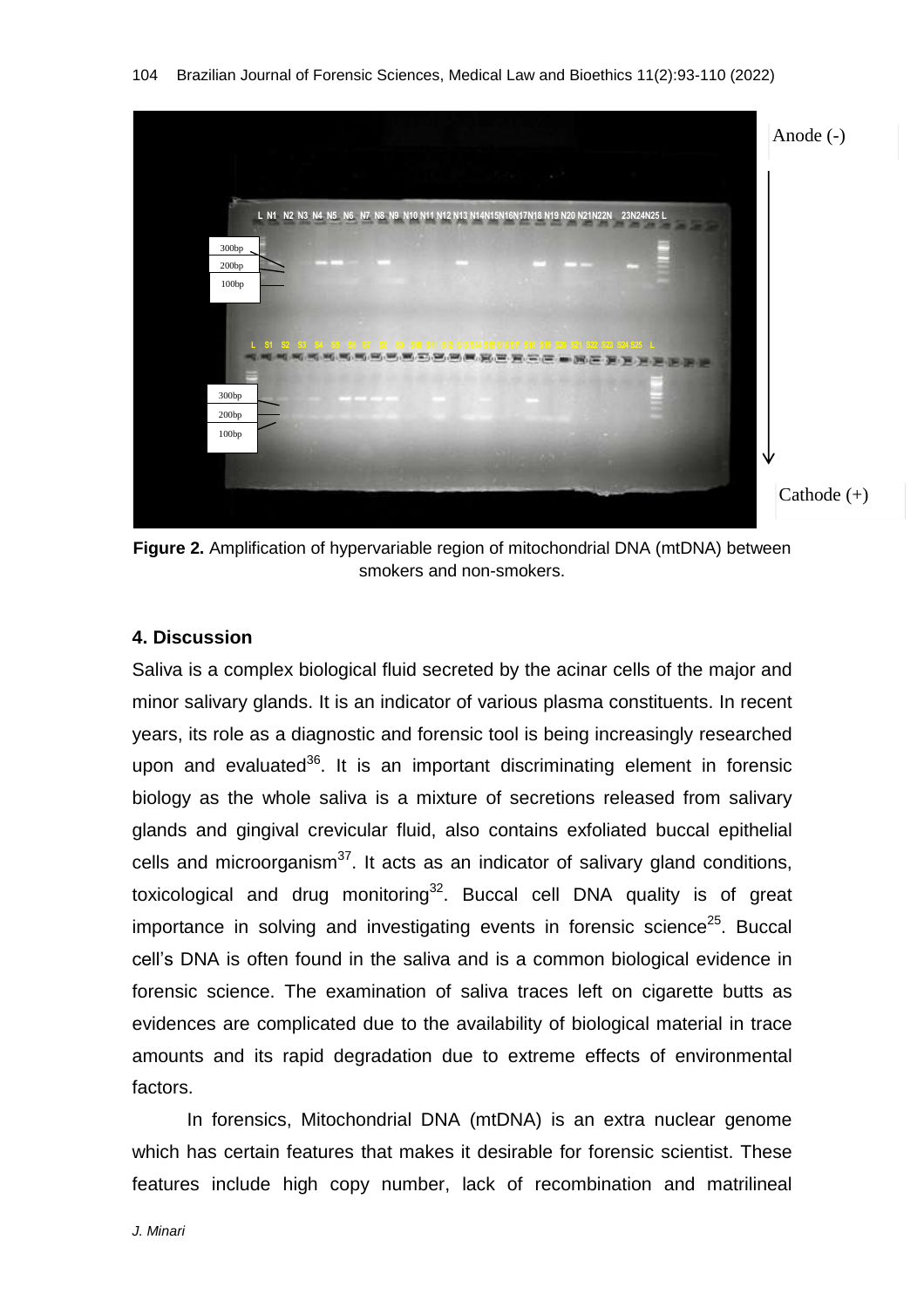**Figure 2.** Amplification of hypervariable region of mitochondrial DNA (mtDNA) between smokers and non-smokers.

## 4. Discussion

Saliva is a complex biological fluid secreted by the acinar cells of the major and minor salivary glands. It is an indicator of various plasma constituents. In recent years, its role as a diagnostic and forensic tool is being increasingly researched upon and evaluated[36]. It is an important discriminating element in forensic biology as the whole saliva is a mixture of secretions released from salivary glands and gingival crevicular fluid, also contains exfoliated buccal epithelial cells and microorganism[37]. It acts as an indicator of salivary gland conditions, toxicological and drug monitoring[32]. Buccal cell DNA quality is of great importance in solving and investigating events in forensic science[25]. Buccal cell's DNA is often found in the saliva and is a common biological evidence in forensic science. The examination of saliva traces left on cigarette butts as evidences are complicated due to the availability of biological material in trace amounts and its rapid degradation due to extreme effects of environmental factors.

In forensics, Mitochondrial DNA (mtDNA) is an extra nuclear genome which has certain features that makes it desirable for forensic scientist. These features include high copy number, lack of recombination and matrilineal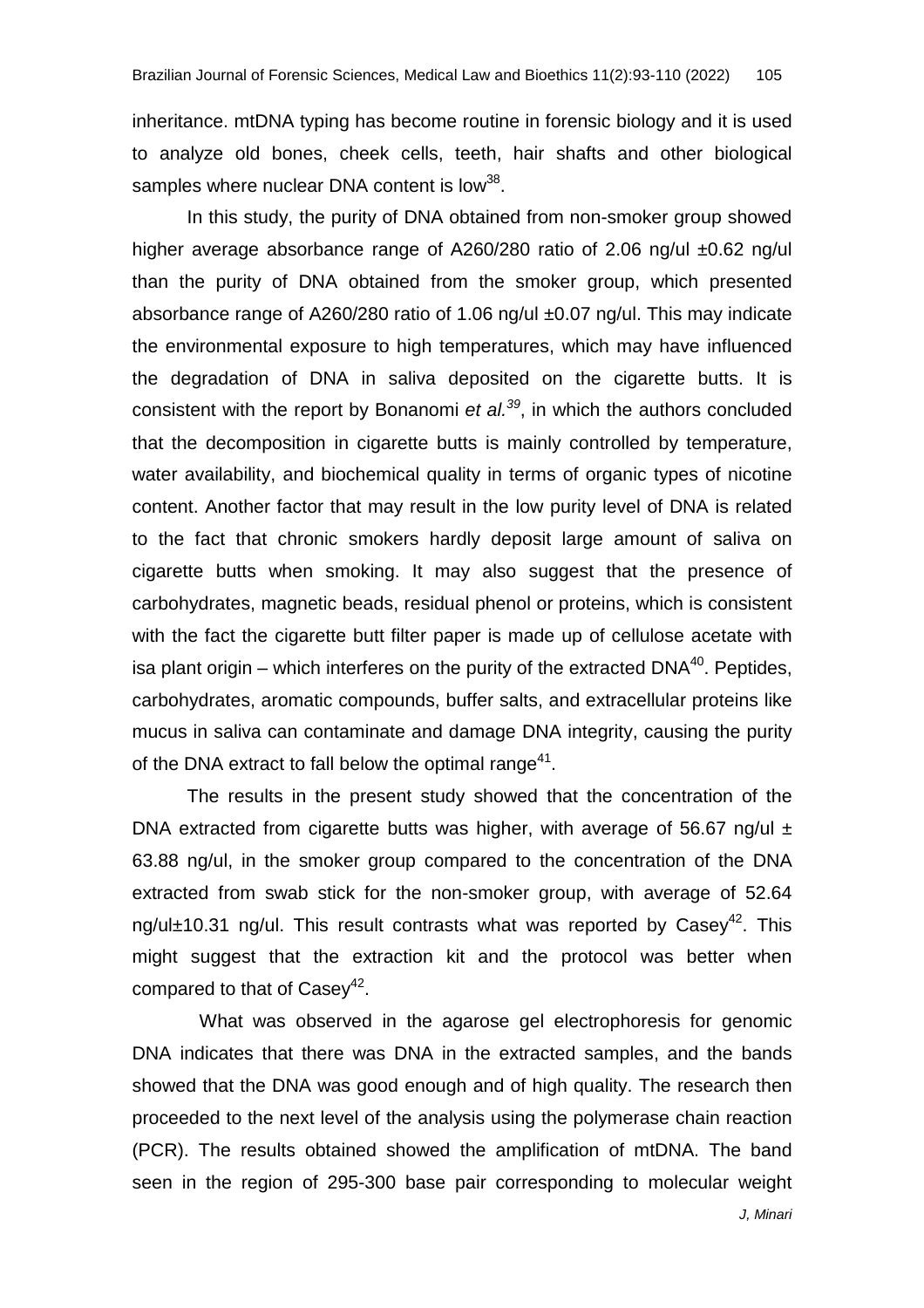inheritance. mtDNA typing has become routine in forensic biology and it is used to analyze old bones, cheek cells, teeth, hair shafts and other biological samples where nuclear DNA content is low[38].

In this study, the purity of DNA obtained from non-smoker group showed higher average absorbance range of A260/280 ratio of 2.06 ng/ul ±0.62 ng/ul than the purity of DNA obtained from the smoker group, which presented absorbance range of A260/280 ratio of 1.06 ng/ul ±0.07 ng/ul. This may indicate the environmental exposure to high temperatures, which may have influenced the degradation of DNA in saliva deposited on the cigarette butts. It is consistent with the report by Bonanomi *et al.*[39], in which the authors concluded that the decomposition in cigarette butts is mainly controlled by temperature, water availability, and biochemical quality in terms of organic types of nicotine content. Another factor that may result in the low purity level of DNA is related to the fact that chronic smokers hardly deposit large amount of saliva on cigarette butts when smoking. It may also suggest that the presence of carbohydrates, magnetic beads, residual phenol or proteins, which is consistent with the fact the cigarette butt filter paper is made up of cellulose acetate with isa plant origin – which interferes on the purity of the extracted DNA[40]. Peptides, carbohydrates, aromatic compounds, buffer salts, and extracellular proteins like mucus in saliva can contaminate and damage DNA integrity, causing the purity of the DNA extract to fall below the optimal range[41].

The results in the present study showed that the concentration of the DNA extracted from cigarette butts was higher, with average of 56.67 ng/ul ± 63.88 ng/ul, in the smoker group compared to the concentration of the DNA extracted from swab stick for the non-smoker group, with average of 52.64 ng/ul±10.31 ng/ul. This result contrasts what was reported by Casey[42]. This might suggest that the extraction kit and the protocol was better when compared to that of Casey[42].

What was observed in the agarose gel electrophoresis for genomic DNA indicates that there was DNA in the extracted samples, and the bands showed that the DNA was good enough and of high quality. The research then proceeded to the next level of the analysis using the polymerase chain reaction (PCR). The results obtained showed the amplification of mtDNA. The band seen in the region of 295-300 base pair corresponding to molecular weight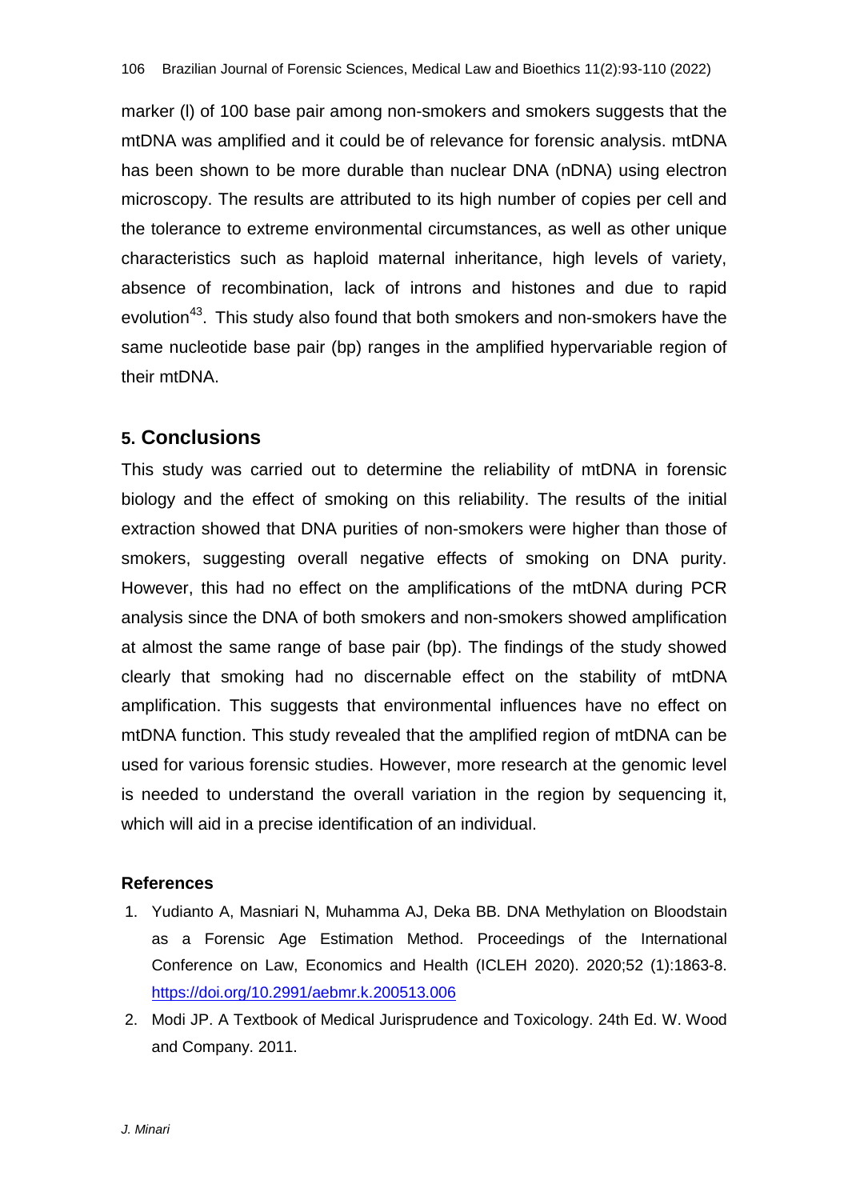marker (l) of 100 base pair among non-smokers and smokers suggests that the mtDNA was amplified and it could be of relevance for forensic analysis. mtDNA has been shown to be more durable than nuclear DNA (nDNA) using electron microscopy. The results are attributed to its high number of copies per cell and the tolerance to extreme environmental circumstances, as well as other unique characteristics such as haploid maternal inheritance, high levels of variety, absence of recombination, lack of introns and histones and due to rapid evolution[43]. This study also found that both smokers and non-smokers have the same nucleotide base pair (bp) ranges in the amplified hypervariable region of their mtDNA.

## 5. Conclusions

This study was carried out to determine the reliability of mtDNA in forensic biology and the effect of smoking on this reliability. The results of the initial extraction showed that DNA purities of non-smokers were higher than those of smokers, suggesting overall negative effects of smoking on DNA purity. However, this had no effect on the amplifications of the mtDNA during PCR analysis since the DNA of both smokers and non-smokers showed amplification at almost the same range of base pair (bp). The findings of the study showed clearly that smoking had no discernable effect on the stability of mtDNA amplification. This suggests that environmental influences have no effect on mtDNA function. This study revealed that the amplified region of mtDNA can be used for various forensic studies. However, more research at the genomic level is needed to understand the overall variation in the region by sequencing it, which will aid in a precise identification of an individual.

### References

1. Yudianto A, Masniari N, Muhamma AJ, Deka BB. DNA Methylation on Bloodstain as a Forensic Age Estimation Method. Proceedings of the International Conference on Law, Economics and Health (ICLEH 2020). 2020;52 (1):1863-8. https://doi.org/10.2991/aebmr.k.200513.006
2. Modi JP. A Textbook of Medical Jurisprudence and Toxicology. 24th Ed. W. Wood and Company. 2011.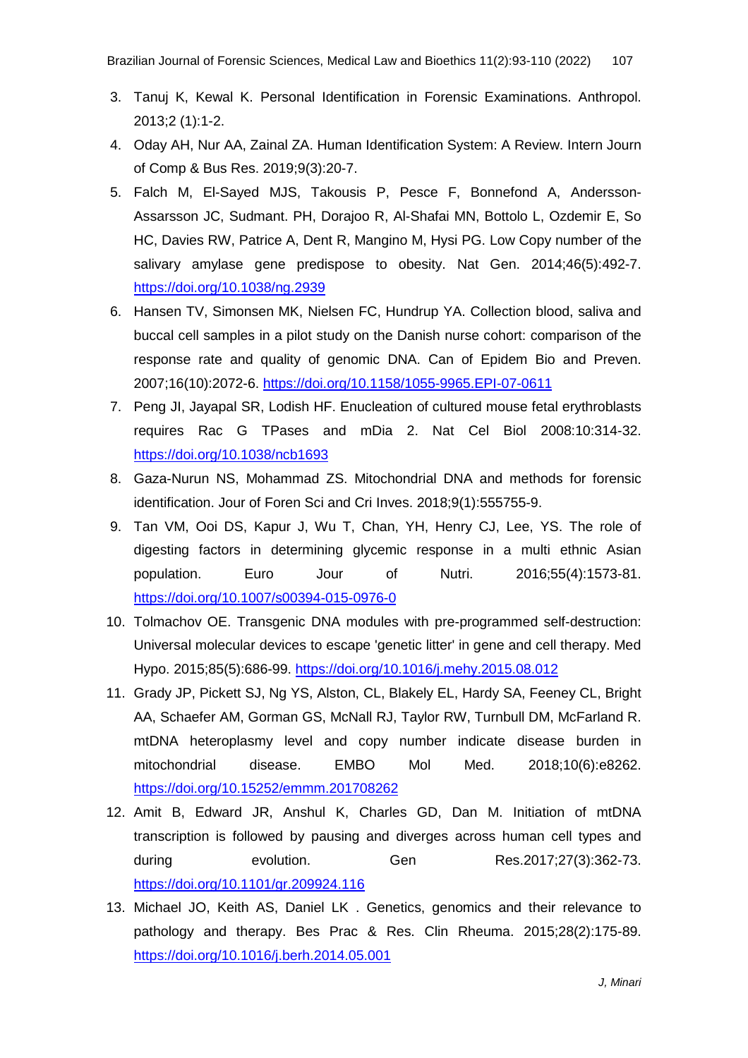3. Tanuj K, Kewal K. Personal Identification in Forensic Examinations. Anthropol. 2013;2 (1):1-2.
4. Oday AH, Nur AA, Zainal ZA. Human Identification System: A Review. Intern Journ of Comp & Bus Res. 2019;9(3):20-7.
5. Falch M, El-Sayed MJS, Takousis P, Pesce F, Bonnefond A, Andersson-Assarsson JC, Sudmant. PH, Dorajoo R, Al-Shafai MN, Bottolo L, Ozdemir E, So HC, Davies RW, Patrice A, Dent R, Mangino M, Hysi PG. Low Copy number of the salivary amylase gene predispose to obesity. Nat Gen. 2014;46(5):492-7. https://doi.org/10.1038/ng.2939
6. Hansen TV, Simonsen MK, Nielsen FC, Hundrup YA. Collection blood, saliva and buccal cell samples in a pilot study on the Danish nurse cohort: comparison of the response rate and quality of genomic DNA. Can of Epidem Bio and Preven. 2007;16(10):2072-6. https://doi.org/10.1158/1055-9965.EPI-07-0611
7. Peng JI, Jayapal SR, Lodish HF. Enucleation of cultured mouse fetal erythroblasts requires Rac G TPases and mDia 2. Nat Cel Biol 2008:10:314-32. https://doi.org/10.1038/ncb1693
8. Gaza-Nurun NS, Mohammad ZS. Mitochondrial DNA and methods for forensic identification. Jour of Foren Sci and Cri Inves. 2018;9(1):555755-9.
9. Tan VM, Ooi DS, Kapur J, Wu T, Chan, YH, Henry CJ, Lee, YS. The role of digesting factors in determining glycemic response in a multi ethnic Asian population. Euro Jour of Nutri. 2016;55(4):1573-81. https://doi.org/10.1007/s00394-015-0976-0
10. Tolmachov OE. Transgenic DNA modules with pre-programmed self-destruction: Universal molecular devices to escape 'genetic litter' in gene and cell therapy. Med Hypo. 2015;85(5):686-99. https://doi.org/10.1016/j.mehy.2015.08.012
11. Grady JP, Pickett SJ, Ng YS, Alston, CL, Blakely EL, Hardy SA, Feeney CL, Bright AA, Schaefer AM, Gorman GS, McNall RJ, Taylor RW, Turnbull DM, McFarland R. mtDNA heteroplasmy level and copy number indicate disease burden in mitochondrial disease. EMBO Mol Med. 2018;10(6):e8262. https://doi.org/10.15252/emmm.201708262
12. Amit B, Edward JR, Anshul K, Charles GD, Dan M. Initiation of mtDNA transcription is followed by pausing and diverges across human cell types and during evolution. Gen Res.2017;27(3):362-73. https://doi.org/10.1101/gr.209924.116
13. Michael JO, Keith AS, Daniel LK . Genetics, genomics and their relevance to pathology and therapy. Bes Prac & Res. Clin Rheuma. 2015;28(2):175-89. https://doi.org/10.1016/j.berh.2014.05.001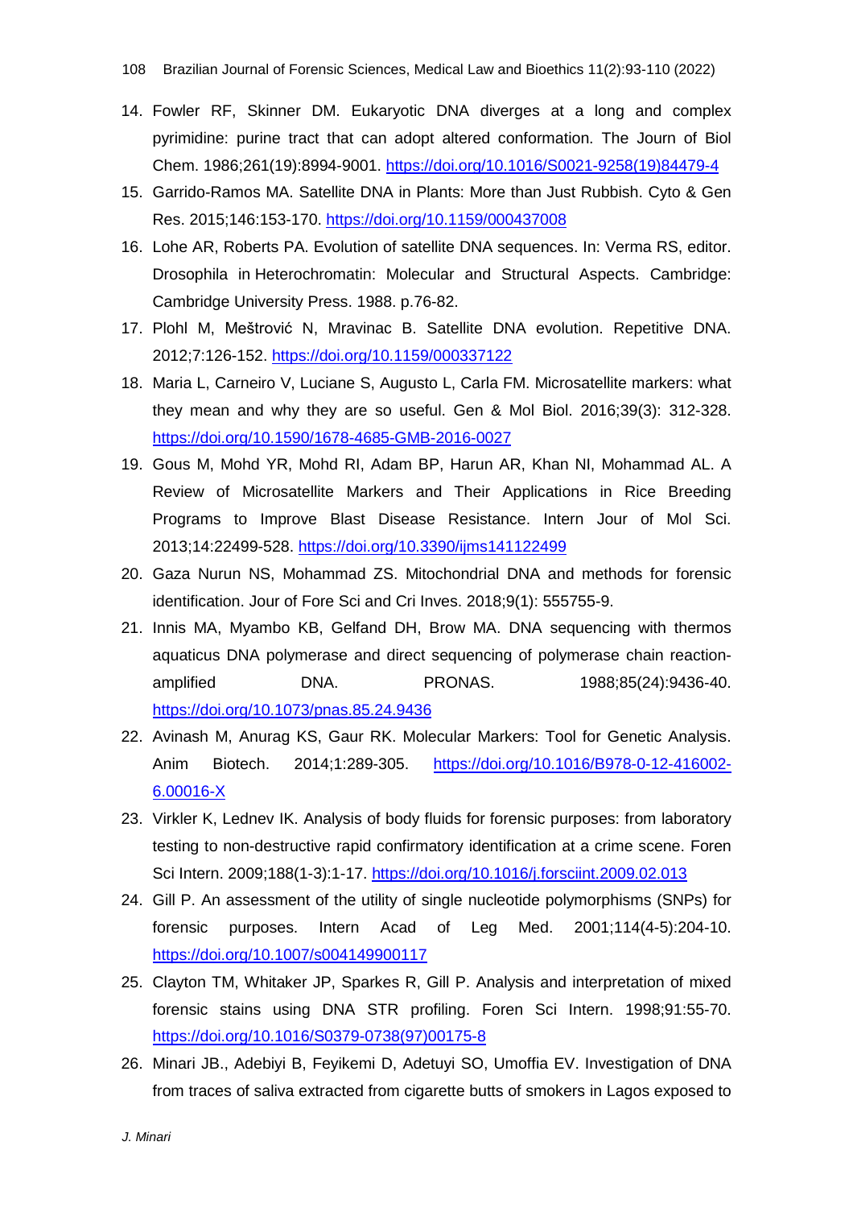14. Fowler RF, Skinner DM. Eukaryotic DNA diverges at a long and complex pyrimidine: purine tract that can adopt altered conformation. The Journ of Biol Chem. 1986;261(19):8994-9001. https://doi.org/10.1016/S0021-9258(19)84479-4
15. Garrido-Ramos MA. Satellite DNA in Plants: More than Just Rubbish. Cyto & Gen Res. 2015;146:153-170. https://doi.org/10.1159/000437008
16. Lohe AR, Roberts PA. Evolution of satellite DNA sequences. In: Verma RS, editor. Drosophila in Heterochromatin: Molecular and Structural Aspects. Cambridge: Cambridge University Press. 1988. p.76-82.
17. Plohl M, Meštrović N, Mravinac B. Satellite DNA evolution. Repetitive DNA. 2012;7:126-152. https://doi.org/10.1159/000337122
18. Maria L, Carneiro V, Luciane S, Augusto L, Carla FM. Microsatellite markers: what they mean and why they are so useful. Gen & Mol Biol. 2016;39(3): 312-328. https://doi.org/10.1590/1678-4685-GMB-2016-0027
19. Gous M, Mohd YR, Mohd RI, Adam BP, Harun AR, Khan NI, Mohammad AL. A Review of Microsatellite Markers and Their Applications in Rice Breeding Programs to Improve Blast Disease Resistance. Intern Jour of Mol Sci. 2013;14:22499-528. https://doi.org/10.3390/ijms141122499
20. Gaza Nurun NS, Mohammad ZS. Mitochondrial DNA and methods for forensic identification. Jour of Fore Sci and Cri Inves. 2018;9(1): 555755-9.
21. Innis MA, Myambo KB, Gelfand DH, Brow MA. DNA sequencing with thermos aquaticus DNA polymerase and direct sequencing of polymerase chain reaction-amplified DNA. PRONAS. 1988;85(24):9436-40. https://doi.org/10.1073/pnas.85.24.9436
22. Avinash M, Anurag KS, Gaur RK. Molecular Markers: Tool for Genetic Analysis. Anim Biotech. 2014;1:289-305. https://doi.org/10.1016/B978-0-12-416002-6.00016-X
23. Virkler K, Lednev IK. Analysis of body fluids for forensic purposes: from laboratory testing to non-destructive rapid confirmatory identification at a crime scene. Foren Sci Intern. 2009;188(1-3):1-17. https://doi.org/10.1016/j.forsciint.2009.02.013
24. Gill P. An assessment of the utility of single nucleotide polymorphisms (SNPs) for forensic purposes. Intern Acad of Leg Med. 2001;114(4-5):204-10. https://doi.org/10.1007/s004149900117
25. Clayton TM, Whitaker JP, Sparkes R, Gill P. Analysis and interpretation of mixed forensic stains using DNA STR profiling. Foren Sci Intern. 1998;91:55-70. https://doi.org/10.1016/S0379-0738(97)00175-8
26. Minari JB., Adebiyi B, Feyikemi D, Adetuyi SO, Umoffia EV. Investigation of DNA from traces of saliva extracted from cigarette butts of smokers in Lagos exposed to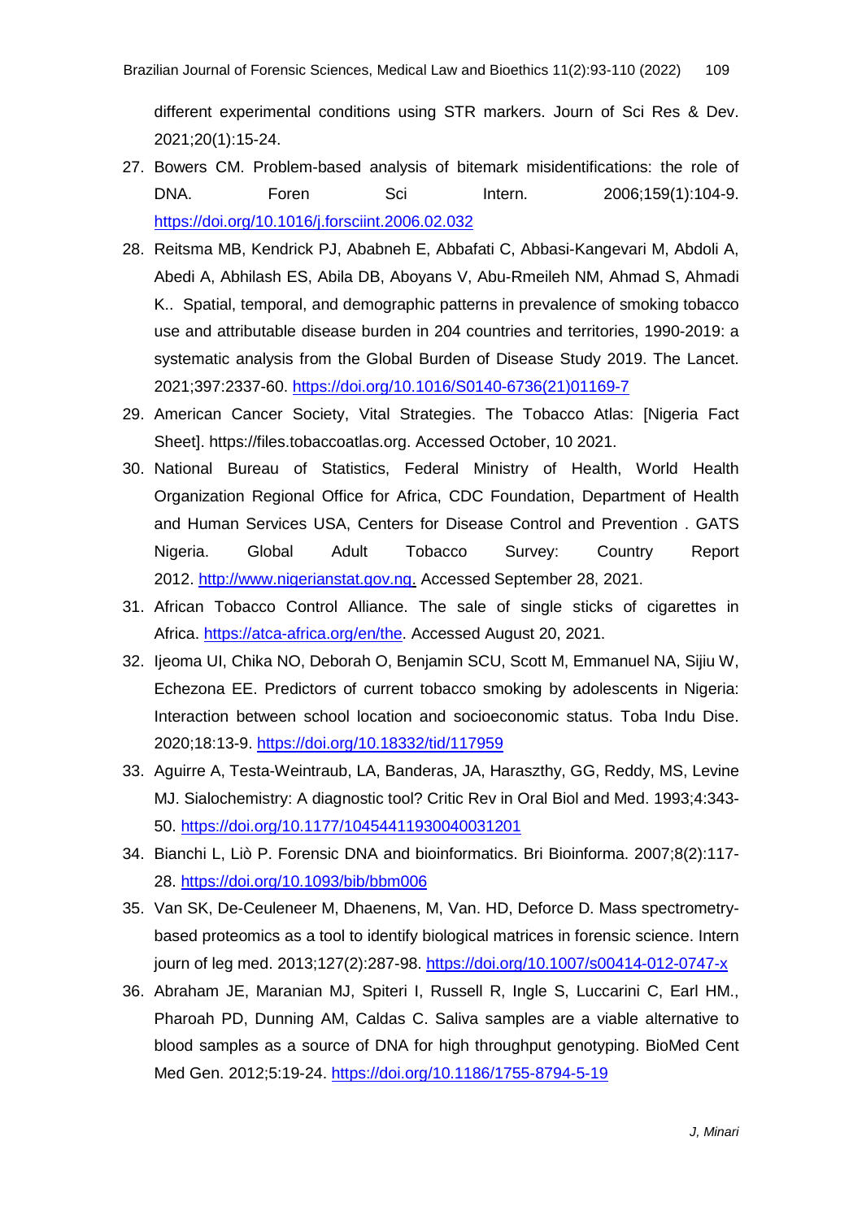different experimental conditions using STR markers. Journ of Sci Res & Dev. 2021;20(1):15-24.

27. Bowers CM. Problem-based analysis of bitemark misidentifications: the role of DNA. Foren Sci Intern. 2006;159(1):104-9. https://doi.org/10.1016/j.forsciint.2006.02.032
28. Reitsma MB, Kendrick PJ, Ababneh E, Abbafati C, Abbasi-Kangevari M, Abdoli A, Abedi A, Abhilash ES, Abila DB, Aboyans V, Abu-Rmeileh NM, Ahmad S, Ahmadi K.. Spatial, temporal, and demographic patterns in prevalence of smoking tobacco use and attributable disease burden in 204 countries and territories, 1990-2019: a systematic analysis from the Global Burden of Disease Study 2019. The Lancet. 2021;397:2337-60. https://doi.org/10.1016/S0140-6736(21)01169-7
29. American Cancer Society, Vital Strategies. The Tobacco Atlas: [Nigeria Fact Sheet]. https://files.tobaccoatlas.org. Accessed October, 10 2021.
30. National Bureau of Statistics, Federal Ministry of Health, World Health Organization Regional Office for Africa, CDC Foundation, Department of Health and Human Services USA, Centers for Disease Control and Prevention . GATS Nigeria. Global Adult Tobacco Survey: Country Report 2012. http://www.nigerianstat.gov.ng. Accessed September 28, 2021.
31. African Tobacco Control Alliance. The sale of single sticks of cigarettes in Africa. https://atca-africa.org/en/the. Accessed August 20, 2021.
32. Ijeoma UI, Chika NO, Deborah O, Benjamin SCU, Scott M, Emmanuel NA, Sijiu W, Echezona EE. Predictors of current tobacco smoking by adolescents in Nigeria: Interaction between school location and socioeconomic status. Toba Indu Dise. 2020;18:13-9. https://doi.org/10.18332/tid/117959
33. Aguirre A, Testa-Weintraub, LA, Banderas, JA, Haraszthy, GG, Reddy, MS, Levine MJ. Sialochemistry: A diagnostic tool? Critic Rev in Oral Biol and Med. 1993;4:343-50. https://doi.org/10.1177/10454411930040031201
34. Bianchi L, Liò P. Forensic DNA and bioinformatics. Bri Bioinforma. 2007;8(2):117-28. https://doi.org/10.1093/bib/bbm006
35. Van SK, De-Ceuleneer M, Dhaenens, M, Van. HD, Deforce D. Mass spectrometry-based proteomics as a tool to identify biological matrices in forensic science. Intern journ of leg med. 2013;127(2):287-98. https://doi.org/10.1007/s00414-012-0747-x
36. Abraham JE, Maranian MJ, Spiteri I, Russell R, Ingle S, Luccarini C, Earl HM., Pharoah PD, Dunning AM, Caldas C. Saliva samples are a viable alternative to blood samples as a source of DNA for high throughput genotyping. BioMed Cent Med Gen. 2012;5:19-24. https://doi.org/10.1186/1755-8794-5-19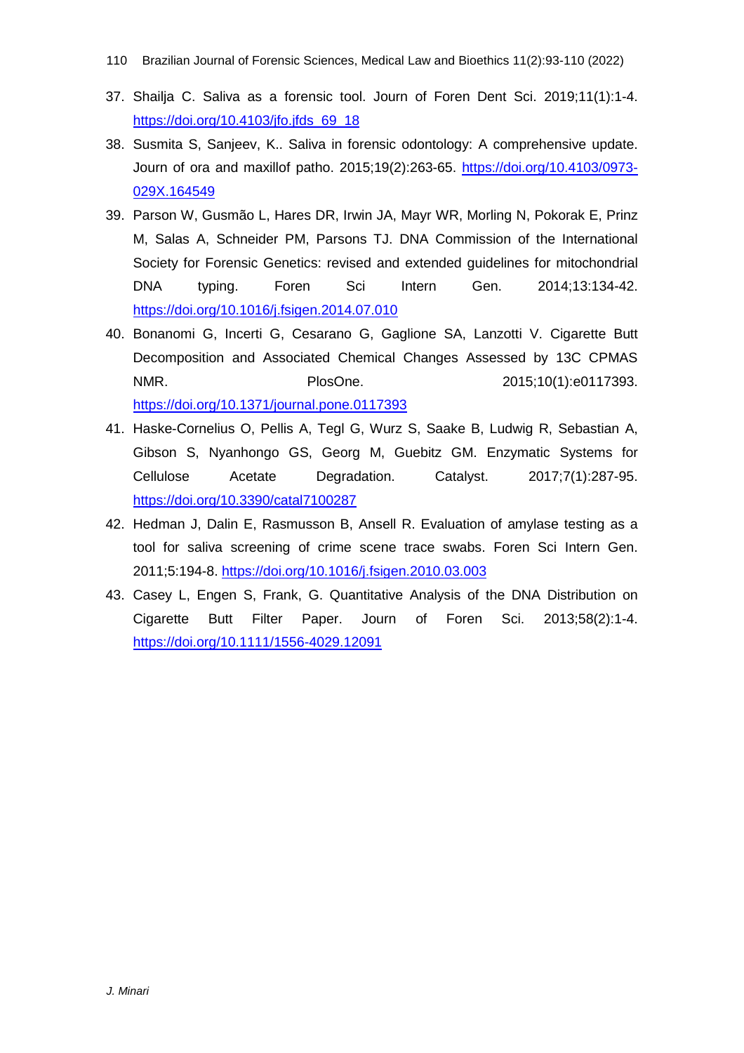37. Shailja C. Saliva as a forensic tool. Journ of Foren Dent Sci. 2019;11(1):1-4. https://doi.org/10.4103/jfo.jfds_69_18
38. Susmita S, Sanjeev, K.. Saliva in forensic odontology: A comprehensive update. Journ of ora and maxillof patho. 2015;19(2):263-65. https://doi.org/10.4103/0973-029X.164549
39. Parson W, Gusmão L, Hares DR, Irwin JA, Mayr WR, Morling N, Pokorak E, Prinz M, Salas A, Schneider PM, Parsons TJ. DNA Commission of the International Society for Forensic Genetics: revised and extended guidelines for mitochondrial DNA typing. Foren Sci Intern Gen. 2014;13:134-42. https://doi.org/10.1016/j.fsigen.2014.07.010
40. Bonanomi G, Incerti G, Cesarano G, Gaglione SA, Lanzotti V. Cigarette Butt Decomposition and Associated Chemical Changes Assessed by 13C CPMAS NMR. PlosOne. 2015;10(1):e0117393. https://doi.org/10.1371/journal.pone.0117393
41. Haske-Cornelius O, Pellis A, Tegl G, Wurz S, Saake B, Ludwig R, Sebastian A, Gibson S, Nyanhongo GS, Georg M, Guebitz GM. Enzymatic Systems for Cellulose Acetate Degradation. Catalyst. 2017;7(1):287-95. https://doi.org/10.3390/catal7100287
42. Hedman J, Dalin E, Rasmusson B, Ansell R. Evaluation of amylase testing as a tool for saliva screening of crime scene trace swabs. Foren Sci Intern Gen. 2011;5:194-8. https://doi.org/10.1016/j.fsigen.2010.03.003
43. Casey L, Engen S, Frank, G. Quantitative Analysis of the DNA Distribution on Cigarette Butt Filter Paper. Journ of Foren Sci. 2013;58(2):1-4. https://doi.org/10.1111/1556-4029.12091